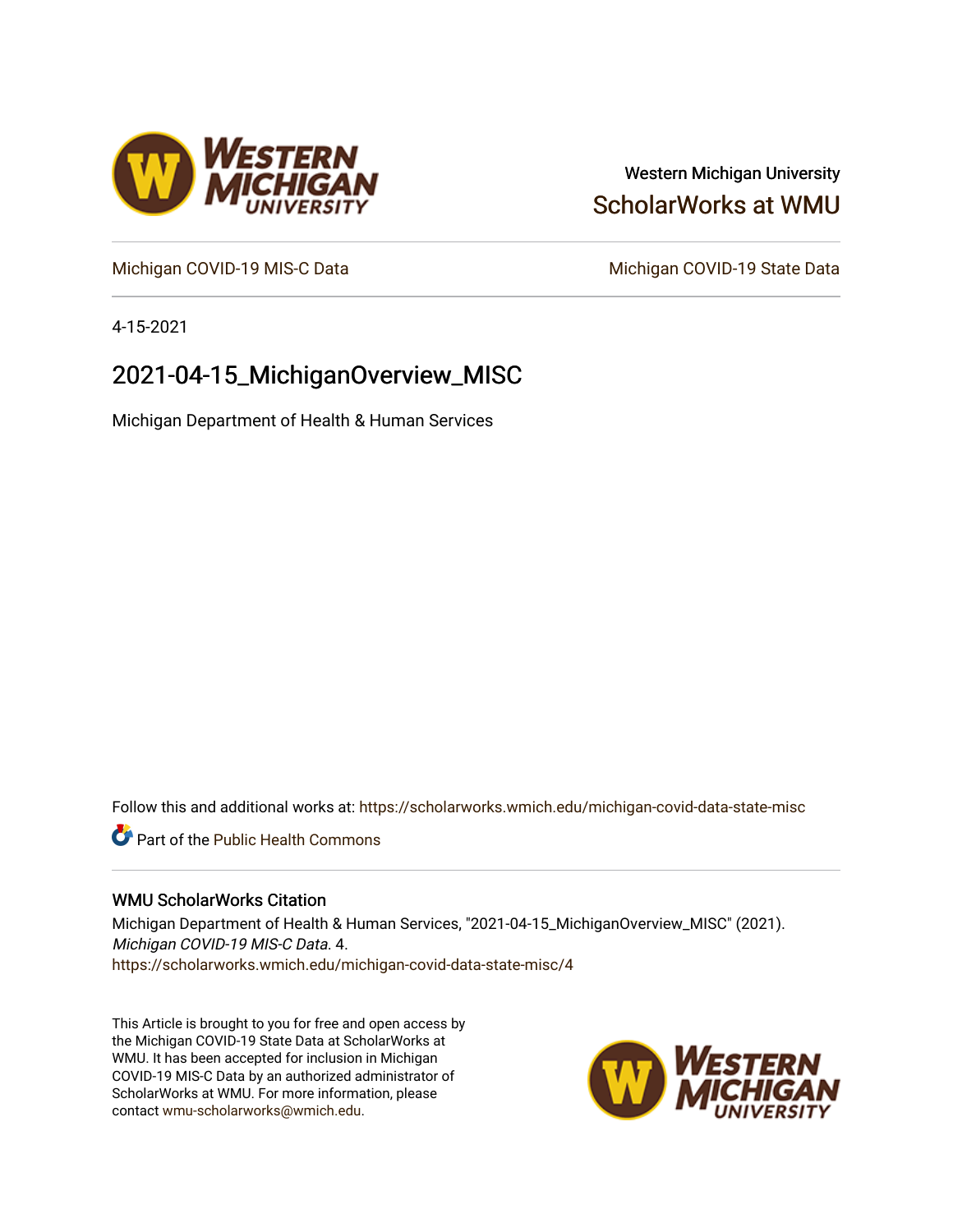Western Michigan University

ScholarWorks at WMU

Michigan COVID-19 MIS-C Data

Michigan COVID-19 State Data

4-15-2021

# 2021-04-15_MichiganOverview_MISC

Michigan Department of Health & Human Services

Follow this and additional works at: https://scholarworks.wmich.edu/michigan-covid-data-state-misc

Part of the Public Health Commons

## WMU ScholarWorks Citation

Michigan Department of Health & Human Services, "2021-04-15_MichiganOverview_MISC" (2021). *Michigan COVID-19 MIS-C Data*. 4.
https://scholarworks.wmich.edu/michigan-covid-data-state-misc/4

This Article is brought to you for free and open access by the Michigan COVID-19 State Data at ScholarWorks at WMU. It has been accepted for inclusion in Michigan COVID-19 MIS-C Data by an authorized administrator of ScholarWorks at WMU. For more information, please contact wmu-scholarworks@wmich.edu.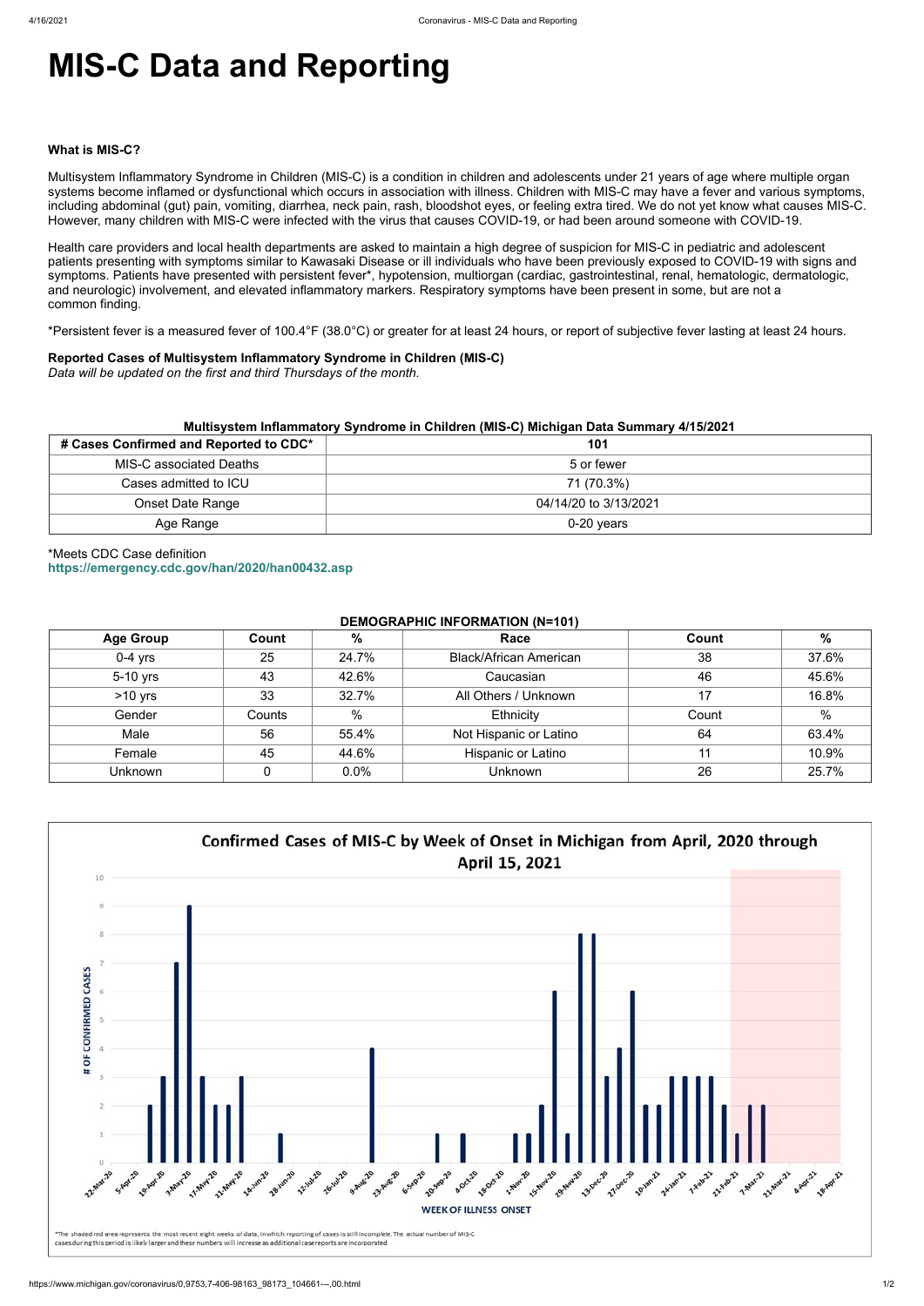# MIS-C Data and Reporting

**What is MIS-C?**

Multisystem Inflammatory Syndrome in Children (MIS-C) is a condition in children and adolescents under 21 years of age where multiple organ systems become inflamed or dysfunctional which occurs in association with illness. Children with MIS-C may have a fever and various symptoms, including abdominal (gut) pain, vomiting, diarrhea, neck pain, rash, bloodshot eyes, or feeling extra tired. We do not yet know what causes MIS-C. However, many children with MIS-C were infected with the virus that causes COVID-19, or had been around someone with COVID-19.

Health care providers and local health departments are asked to maintain a high degree of suspicion for MIS-C in pediatric and adolescent patients presenting with symptoms similar to Kawasaki Disease or ill individuals who have been previously exposed to COVID-19 with signs and symptoms. Patients have presented with persistent fever*, hypotension, multiorgan (cardiac, gastrointestinal, renal, hematologic, dermatologic, and neurologic) involvement, and elevated inflammatory markers. Respiratory symptoms have been present in some, but are not a common finding.

*Persistent fever is a measured fever of 100.4°F (38.0°C) or greater for at least 24 hours, or report of subjective fever lasting at least 24 hours.

**Reported Cases of Multisystem Inflammatory Syndrome in Children (MIS-C)**
*Data will be updated on the first and third Thursdays of the month.*

**Multisystem Inflammatory Syndrome in Children (MIS-C) Michigan Data Summary 4/15/2021**

| # Cases Confirmed and Reported to CDC* | 101 |
|---|---|
| MIS-C associated Deaths | 5 or fewer |
| Cases admitted to ICU | 71 (70.3%) |
| Onset Date Range | 04/14/20 to 3/13/2021 |
| Age Range | 0-20 years |

*Meets CDC Case definition
https://emergency.cdc.gov/han/2020/han00432.asp

**DEMOGRAPHIC INFORMATION (N=101)**

| Age Group | Count | % | Race | Count | % |
|---|---|---|---|---|---|
| 0-4 yrs | 25 | 24.7% | Black/African American | 38 | 37.6% |
| 5-10 yrs | 43 | 42.6% | Caucasian | 46 | 45.6% |
| >10 yrs | 33 | 32.7% | All Others / Unknown | 17 | 16.8% |
| Gender | Counts | % | Ethnicity | Count | % |
| Male | 56 | 55.4% | Not Hispanic or Latino | 64 | 63.4% |
| Female | 45 | 44.6% | Hispanic or Latino | 11 | 10.9% |
| Unknown | 0 | 0.0% | Unknown | 26 | 25.7% |

**Confirmed Cases of MIS-C by Week of Onset in Michigan from April, 2020 through April 15, 2021**

*The shaded red area represents the most recent eight weeks of data, in which reporting of cases is still incomplete. The actual number of MIS-C cases during this period is likely larger and these numbers will increase as additional case reports are incorporated.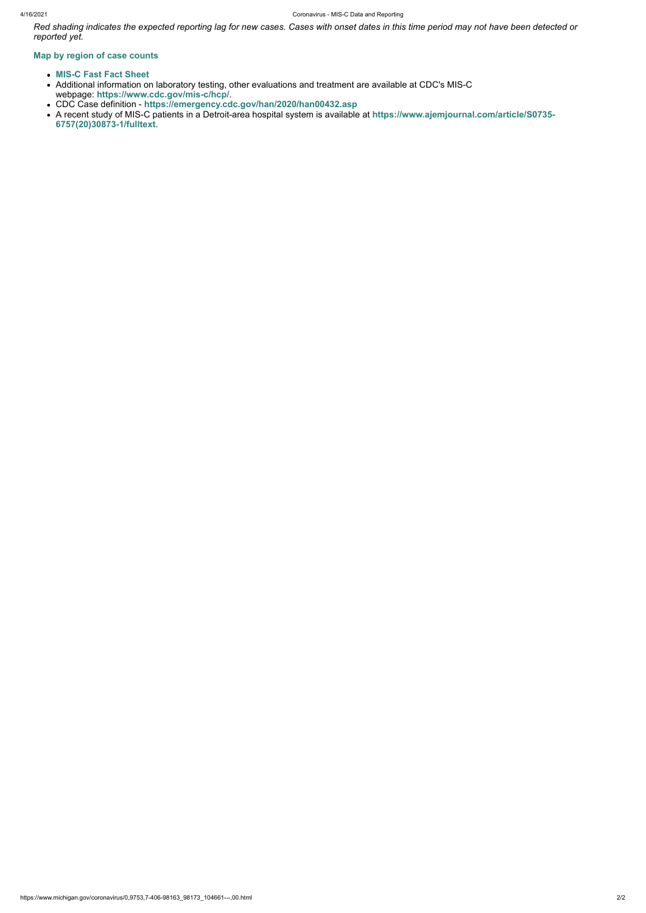*Red shading indicates the expected reporting lag for new cases. Cases with onset dates in this time period may not have been detected or reported yet.*

**Map by region of case counts**

- **MIS-C Fast Fact Sheet**
- Additional information on laboratory testing, other evaluations and treatment are available at CDC's MIS-C webpage: **https://www.cdc.gov/mis-c/hcp/**.
- CDC Case definition - **https://emergency.cdc.gov/han/2020/han00432.asp**
- A recent study of MIS-C patients in a Detroit-area hospital system is available at **https://www.ajemjournal.com/article/S0735-6757(20)30873-1/fulltext**.